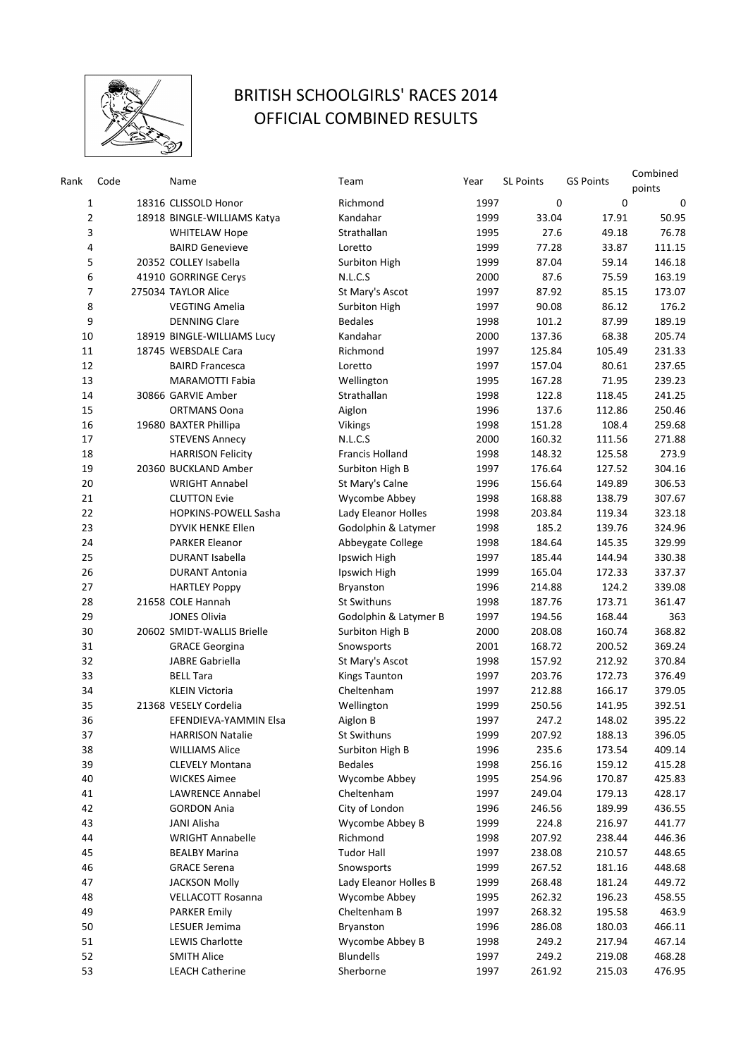# BRITISH SCHOOLGIRLS' RACES 2014
## OFFICIAL COMBINED RESULTS

| Rank | Code | Name | Team | Year | SL Points | GS Points | Combined points |
|---|---|---|---|---|---|---|---|
| 1 | 18316 | CLISSOLD Honor | Richmond | 1997 | 0 | 0 | 0 |
| 2 | 18918 | BINGLE-WILLIAMS Katya | Kandahar | 1999 | 33.04 | 17.91 | 50.95 |
| 3 | | WHITELAW Hope | Strathallan | 1995 | 27.6 | 49.18 | 76.78 |
| 4 | | BAIRD Genevieve | Loretto | 1999 | 77.28 | 33.87 | 111.15 |
| 5 | 20352 | COLLEY Isabella | Surbiton High | 1999 | 87.04 | 59.14 | 146.18 |
| 6 | 41910 | GORRINGE Cerys | N.L.C.S | 2000 | 87.6 | 75.59 | 163.19 |
| 7 | 275034 | TAYLOR Alice | St Mary's Ascot | 1997 | 87.92 | 85.15 | 173.07 |
| 8 | | VEGTING Amelia | Surbiton High | 1997 | 90.08 | 86.12 | 176.2 |
| 9 | | DENNING Clare | Bedales | 1998 | 101.2 | 87.99 | 189.19 |
| 10 | 18919 | BINGLE-WILLIAMS Lucy | Kandahar | 2000 | 137.36 | 68.38 | 205.74 |
| 11 | 18745 | WEBSDALE Cara | Richmond | 1997 | 125.84 | 105.49 | 231.33 |
| 12 | | BAIRD Francesca | Loretto | 1997 | 157.04 | 80.61 | 237.65 |
| 13 | | MARAMOTTI Fabia | Wellington | 1995 | 167.28 | 71.95 | 239.23 |
| 14 | 30866 | GARVIE Amber | Strathallan | 1998 | 122.8 | 118.45 | 241.25 |
| 15 | | ORTMANS Oona | Aiglon | 1996 | 137.6 | 112.86 | 250.46 |
| 16 | 19680 | BAXTER Phillipa | Vikings | 1998 | 151.28 | 108.4 | 259.68 |
| 17 | | STEVENS Annecy | N.L.C.S | 2000 | 160.32 | 111.56 | 271.88 |
| 18 | | HARRISON Felicity | Francis Holland | 1998 | 148.32 | 125.58 | 273.9 |
| 19 | 20360 | BUCKLAND Amber | Surbiton High B | 1997 | 176.64 | 127.52 | 304.16 |
| 20 | | WRIGHT Annabel | St Mary's Calne | 1996 | 156.64 | 149.89 | 306.53 |
| 21 | | CLUTTON Evie | Wycombe Abbey | 1998 | 168.88 | 138.79 | 307.67 |
| 22 | | HOPKINS-POWELL Sasha | Lady Eleanor Holles | 1998 | 203.84 | 119.34 | 323.18 |
| 23 | | DYVIK HENKE Ellen | Godolphin & Latymer | 1998 | 185.2 | 139.76 | 324.96 |
| 24 | | PARKER Eleanor | Abbeygate College | 1998 | 184.64 | 145.35 | 329.99 |
| 25 | | DURANT Isabella | Ipswich High | 1997 | 185.44 | 144.94 | 330.38 |
| 26 | | DURANT Antonia | Ipswich High | 1999 | 165.04 | 172.33 | 337.37 |
| 27 | | HARTLEY Poppy | Bryanston | 1996 | 214.88 | 124.2 | 339.08 |
| 28 | 21658 | COLE Hannah | St Swithuns | 1998 | 187.76 | 173.71 | 361.47 |
| 29 | | JONES Olivia | Godolphin & Latymer B | 1997 | 194.56 | 168.44 | 363 |
| 30 | 20602 | SMIDT-WALLIS Brielle | Surbiton High B | 2000 | 208.08 | 160.74 | 368.82 |
| 31 | | GRACE Georgina | Snowsports | 2001 | 168.72 | 200.52 | 369.24 |
| 32 | | JABRE Gabriella | St Mary's Ascot | 1998 | 157.92 | 212.92 | 370.84 |
| 33 | | BELL Tara | Kings Taunton | 1997 | 203.76 | 172.73 | 376.49 |
| 34 | | KLEIN Victoria | Cheltenham | 1997 | 212.88 | 166.17 | 379.05 |
| 35 | 21368 | VESELY Cordelia | Wellington | 1999 | 250.56 | 141.95 | 392.51 |
| 36 | | EFENDIEVA-YAMMIN Elsa | Aiglon B | 1997 | 247.2 | 148.02 | 395.22 |
| 37 | | HARRISON Natalie | St Swithuns | 1999 | 207.92 | 188.13 | 396.05 |
| 38 | | WILLIAMS Alice | Surbiton High B | 1996 | 235.6 | 173.54 | 409.14 |
| 39 | | CLEVELY Montana | Bedales | 1998 | 256.16 | 159.12 | 415.28 |
| 40 | | WICKES Aimee | Wycombe Abbey | 1995 | 254.96 | 170.87 | 425.83 |
| 41 | | LAWRENCE Annabel | Cheltenham | 1997 | 249.04 | 179.13 | 428.17 |
| 42 | | GORDON Ania | City of London | 1996 | 246.56 | 189.99 | 436.55 |
| 43 | | JANI Alisha | Wycombe Abbey B | 1999 | 224.8 | 216.97 | 441.77 |
| 44 | | WRIGHT Annabelle | Richmond | 1998 | 207.92 | 238.44 | 446.36 |
| 45 | | BEALBY Marina | Tudor Hall | 1997 | 238.08 | 210.57 | 448.65 |
| 46 | | GRACE Serena | Snowsports | 1999 | 267.52 | 181.16 | 448.68 |
| 47 | | JACKSON Molly | Lady Eleanor Holles B | 1999 | 268.48 | 181.24 | 449.72 |
| 48 | | VELLACOTT Rosanna | Wycombe Abbey | 1995 | 262.32 | 196.23 | 458.55 |
| 49 | | PARKER Emily | Cheltenham B | 1997 | 268.32 | 195.58 | 463.9 |
| 50 | | LESUER Jemima | Bryanston | 1996 | 286.08 | 180.03 | 466.11 |
| 51 | | LEWIS Charlotte | Wycombe Abbey B | 1998 | 249.2 | 217.94 | 467.14 |
| 52 | | SMITH Alice | Blundells | 1997 | 249.2 | 219.08 | 468.28 |
| 53 | | LEACH Catherine | Sherborne | 1997 | 261.92 | 215.03 | 476.95 |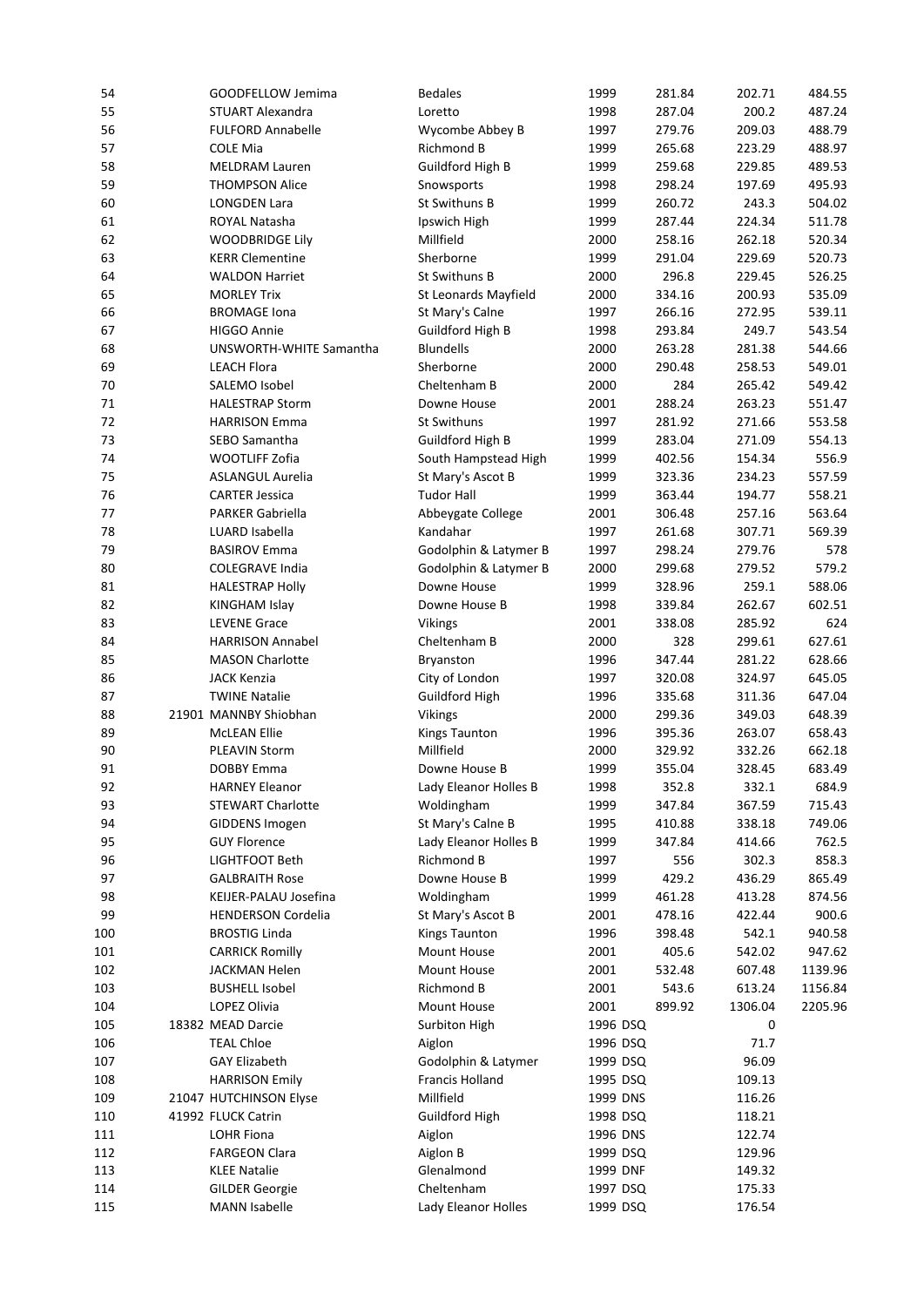| | | | | | | | |
|---|---|---|---|---|---|---|---|
| 54 | | GOODFELLOW Jemima | Bedales | 1999 | 281.84 | 202.71 | 484.55 |
| 55 | | STUART Alexandra | Loretto | 1998 | 287.04 | 200.2 | 487.24 |
| 56 | | FULFORD Annabelle | Wycombe Abbey B | 1997 | 279.76 | 209.03 | 488.79 |
| 57 | | COLE Mia | Richmond B | 1999 | 265.68 | 223.29 | 488.97 |
| 58 | | MELDRAM Lauren | Guildford High B | 1999 | 259.68 | 229.85 | 489.53 |
| 59 | | THOMPSON Alice | Snowsports | 1998 | 298.24 | 197.69 | 495.93 |
| 60 | | LONGDEN Lara | St Swithuns B | 1999 | 260.72 | 243.3 | 504.02 |
| 61 | | ROYAL Natasha | Ipswich High | 1999 | 287.44 | 224.34 | 511.78 |
| 62 | | WOODBRIDGE Lily | Millfield | 2000 | 258.16 | 262.18 | 520.34 |
| 63 | | KERR Clementine | Sherborne | 1999 | 291.04 | 229.69 | 520.73 |
| 64 | | WALDON Harriet | St Swithuns B | 2000 | 296.8 | 229.45 | 526.25 |
| 65 | | MORLEY Trix | St Leonards Mayfield | 2000 | 334.16 | 200.93 | 535.09 |
| 66 | | BROMAGE Iona | St Mary's Calne | 1997 | 266.16 | 272.95 | 539.11 |
| 67 | | HIGGO Annie | Guildford High B | 1998 | 293.84 | 249.7 | 543.54 |
| 68 | | UNSWORTH-WHITE Samantha | Blundells | 2000 | 263.28 | 281.38 | 544.66 |
| 69 | | LEACH Flora | Sherborne | 2000 | 290.48 | 258.53 | 549.01 |
| 70 | | SALEMO Isobel | Cheltenham B | 2000 | 284 | 265.42 | 549.42 |
| 71 | | HALESTRAP Storm | Downe House | 2001 | 288.24 | 263.23 | 551.47 |
| 72 | | HARRISON Emma | St Swithuns | 1997 | 281.92 | 271.66 | 553.58 |
| 73 | | SEBO Samantha | Guildford High B | 1999 | 283.04 | 271.09 | 554.13 |
| 74 | | WOOTLIFF Zofia | South Hampstead High | 1999 | 402.56 | 154.34 | 556.9 |
| 75 | | ASLANGUL Aurelia | St Mary's Ascot B | 1999 | 323.36 | 234.23 | 557.59 |
| 76 | | CARTER Jessica | Tudor Hall | 1999 | 363.44 | 194.77 | 558.21 |
| 77 | | PARKER Gabriella | Abbeygate College | 2001 | 306.48 | 257.16 | 563.64 |
| 78 | | LUARD Isabella | Kandahar | 1997 | 261.68 | 307.71 | 569.39 |
| 79 | | BASIROV Emma | Godolphin & Latymer B | 1997 | 298.24 | 279.76 | 578 |
| 80 | | COLEGRAVE India | Godolphin & Latymer B | 2000 | 299.68 | 279.52 | 579.2 |
| 81 | | HALESTRAP Holly | Downe House | 1999 | 328.96 | 259.1 | 588.06 |
| 82 | | KINGHAM Islay | Downe House B | 1998 | 339.84 | 262.67 | 602.51 |
| 83 | | LEVENE Grace | Vikings | 2001 | 338.08 | 285.92 | 624 |
| 84 | | HARRISON Annabel | Cheltenham B | 2000 | 328 | 299.61 | 627.61 |
| 85 | | MASON Charlotte | Bryanston | 1996 | 347.44 | 281.22 | 628.66 |
| 86 | | JACK Kenzia | City of London | 1997 | 320.08 | 324.97 | 645.05 |
| 87 | | TWINE Natalie | Guildford High | 1996 | 335.68 | 311.36 | 647.04 |
| 88 | 21901 | MANNBY Shiobhan | Vikings | 2000 | 299.36 | 349.03 | 648.39 |
| 89 | | McLEAN Ellie | Kings Taunton | 1996 | 395.36 | 263.07 | 658.43 |
| 90 | | PLEAVIN Storm | Millfield | 2000 | 329.92 | 332.26 | 662.18 |
| 91 | | DOBBY Emma | Downe House B | 1999 | 355.04 | 328.45 | 683.49 |
| 92 | | HARNEY Eleanor | Lady Eleanor Holles B | 1998 | 352.8 | 332.1 | 684.9 |
| 93 | | STEWART Charlotte | Woldingham | 1999 | 347.84 | 367.59 | 715.43 |
| 94 | | GIDDENS Imogen | St Mary's Calne B | 1995 | 410.88 | 338.18 | 749.06 |
| 95 | | GUY Florence | Lady Eleanor Holles B | 1999 | 347.84 | 414.66 | 762.5 |
| 96 | | LIGHTFOOT Beth | Richmond B | 1997 | 556 | 302.3 | 858.3 |
| 97 | | GALBRAITH Rose | Downe House B | 1999 | 429.2 | 436.29 | 865.49 |
| 98 | | KEIJER-PALAU Josefina | Woldingham | 1999 | 461.28 | 413.28 | 874.56 |
| 99 | | HENDERSON Cordelia | St Mary's Ascot B | 2001 | 478.16 | 422.44 | 900.6 |
| 100 | | BROSTIG Linda | Kings Taunton | 1996 | 398.48 | 542.1 | 940.58 |
| 101 | | CARRICK Romilly | Mount House | 2001 | 405.6 | 542.02 | 947.62 |
| 102 | | JACKMAN Helen | Mount House | 2001 | 532.48 | 607.48 | 1139.96 |
| 103 | | BUSHELL Isobel | Richmond B | 2001 | 543.6 | 613.24 | 1156.84 |
| 104 | | LOPEZ Olivia | Mount House | 2001 | 899.92 | 1306.04 | 2205.96 |
| 105 | 18382 | MEAD Darcie | Surbiton High | 1996 | DSQ | 0 | |
| 106 | | TEAL Chloe | Aiglon | 1996 | DSQ | 71.7 | |
| 107 | | GAY Elizabeth | Godolphin & Latymer | 1999 | DSQ | 96.09 | |
| 108 | | HARRISON Emily | Francis Holland | 1995 | DSQ | 109.13 | |
| 109 | 21047 | HUTCHINSON Elyse | Millfield | 1999 | DNS | 116.26 | |
| 110 | 41992 | FLUCK Catrin | Guildford High | 1998 | DSQ | 118.21 | |
| 111 | | LOHR Fiona | Aiglon | 1996 | DNS | 122.74 | |
| 112 | | FARGEON Clara | Aiglon B | 1999 | DSQ | 129.96 | |
| 113 | | KLEE Natalie | Glenalmond | 1999 | DNF | 149.32 | |
| 114 | | GILDER Georgie | Cheltenham | 1997 | DSQ | 175.33 | |
| 115 | | MANN Isabelle | Lady Eleanor Holles | 1999 | DSQ | 176.54 | |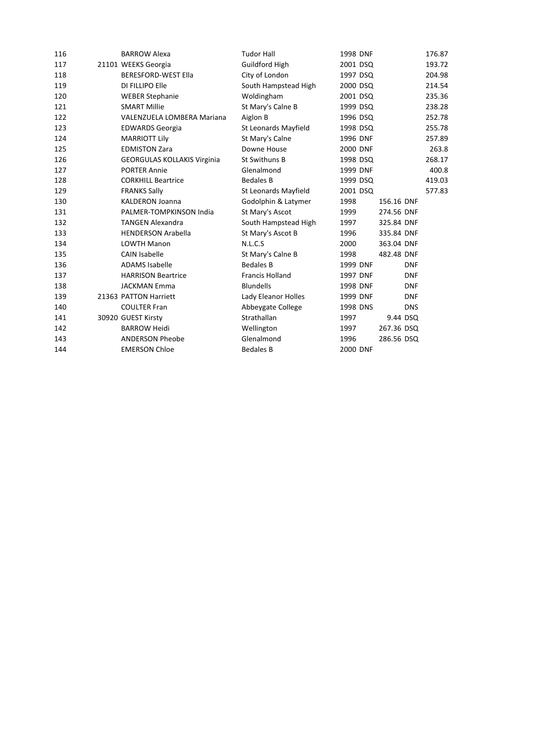| | | | | | | | | |
|---|---|---|---|---|---|---|---|---|
| 116 | | BARROW Alexa | Tudor Hall | 1998 | DNF | | | 176.87 |
| 117 | 21101 | WEEKS Georgia | Guildford High | 2001 | DSQ | | | 193.72 |
| 118 | | BERESFORD-WEST Ella | City of London | 1997 | DSQ | | | 204.98 |
| 119 | | DI FILLIPO Elle | South Hampstead High | 2000 | DSQ | | | 214.54 |
| 120 | | WEBER Stephanie | Woldingham | 2001 | DSQ | | | 235.36 |
| 121 | | SMART Millie | St Mary's Calne B | 1999 | DSQ | | | 238.28 |
| 122 | | VALENZUELA LOMBERA Mariana | Aiglon B | 1996 | DSQ | | | 252.78 |
| 123 | | EDWARDS Georgia | St Leonards Mayfield | 1998 | DSQ | | | 255.78 |
| 124 | | MARRIOTT Lily | St Mary's Calne | 1996 | DNF | | | 257.89 |
| 125 | | EDMISTON Zara | Downe House | 2000 | DNF | | | 263.8 |
| 126 | | GEORGULAS KOLLAKIS Virginia | St Swithuns B | 1998 | DSQ | | | 268.17 |
| 127 | | PORTER Annie | Glenalmond | 1999 | DNF | | | 400.8 |
| 128 | | CORKHILL Beartrice | Bedales B | 1999 | DSQ | | | 419.03 |
| 129 | | FRANKS Sally | St Leonards Mayfield | 2001 | DSQ | | | 577.83 |
| 130 | | KALDERON Joanna | Godolphin & Latymer | 1998 | | 156.16 | DNF | |
| 131 | | PALMER-TOMPKINSON India | St Mary's Ascot | 1999 | | 274.56 | DNF | |
| 132 | | TANGEN Alexandra | South Hampstead High | 1997 | | 325.84 | DNF | |
| 133 | | HENDERSON Arabella | St Mary's Ascot B | 1996 | | 335.84 | DNF | |
| 134 | | LOWTH Manon | N.L.C.S | 2000 | | 363.04 | DNF | |
| 135 | | CAIN Isabelle | St Mary's Calne B | 1998 | | 482.48 | DNF | |
| 136 | | ADAMS Isabelle | Bedales B | 1999 | DNF | | DNF | |
| 137 | | HARRISON Beatrice | Francis Holland | 1997 | DNF | | DNF | |
| 138 | | JACKMAN Emma | Blundells | 1998 | DNF | | DNF | |
| 139 | 21363 | PATTON Harriett | Lady Eleanor Holles | 1999 | DNF | | DNF | |
| 140 | | COULTER Fran | Abbeygate College | 1998 | DNS | | DNS | |
| 141 | 30920 | GUEST Kirsty | Strathallan | 1997 | | 9.44 | DSQ | |
| 142 | | BARROW Heidi | Wellington | 1997 | | 267.36 | DSQ | |
| 143 | | ANDERSON Pheobe | Glenalmond | 1996 | | 286.56 | DSQ | |
| 144 | | EMERSON Chloe | Bedales B | 2000 | DNF | | | |